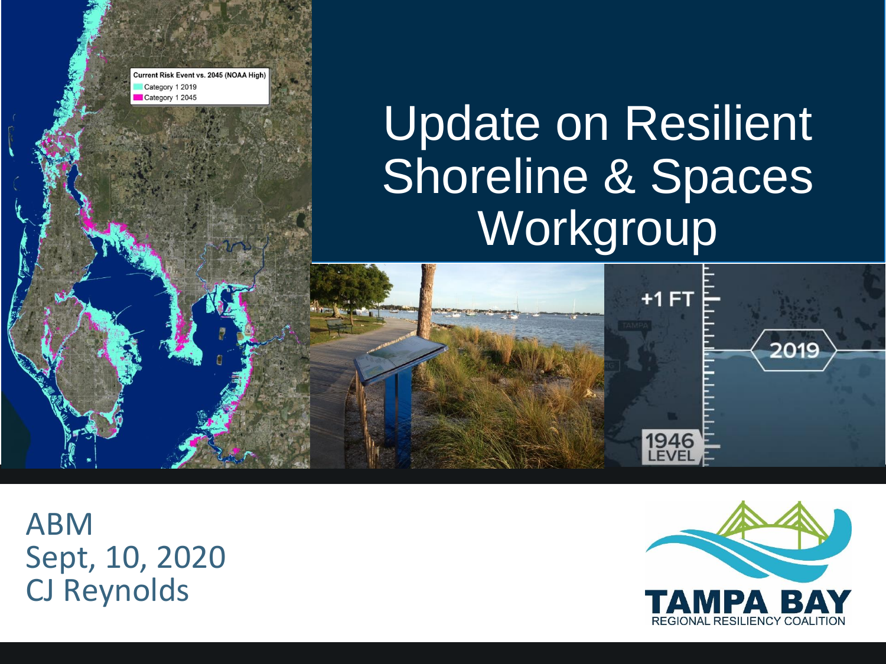# Update on Resilient Shoreline & Spaces Workgroup

ABM
Sept, 10, 2020
CJ Reynolds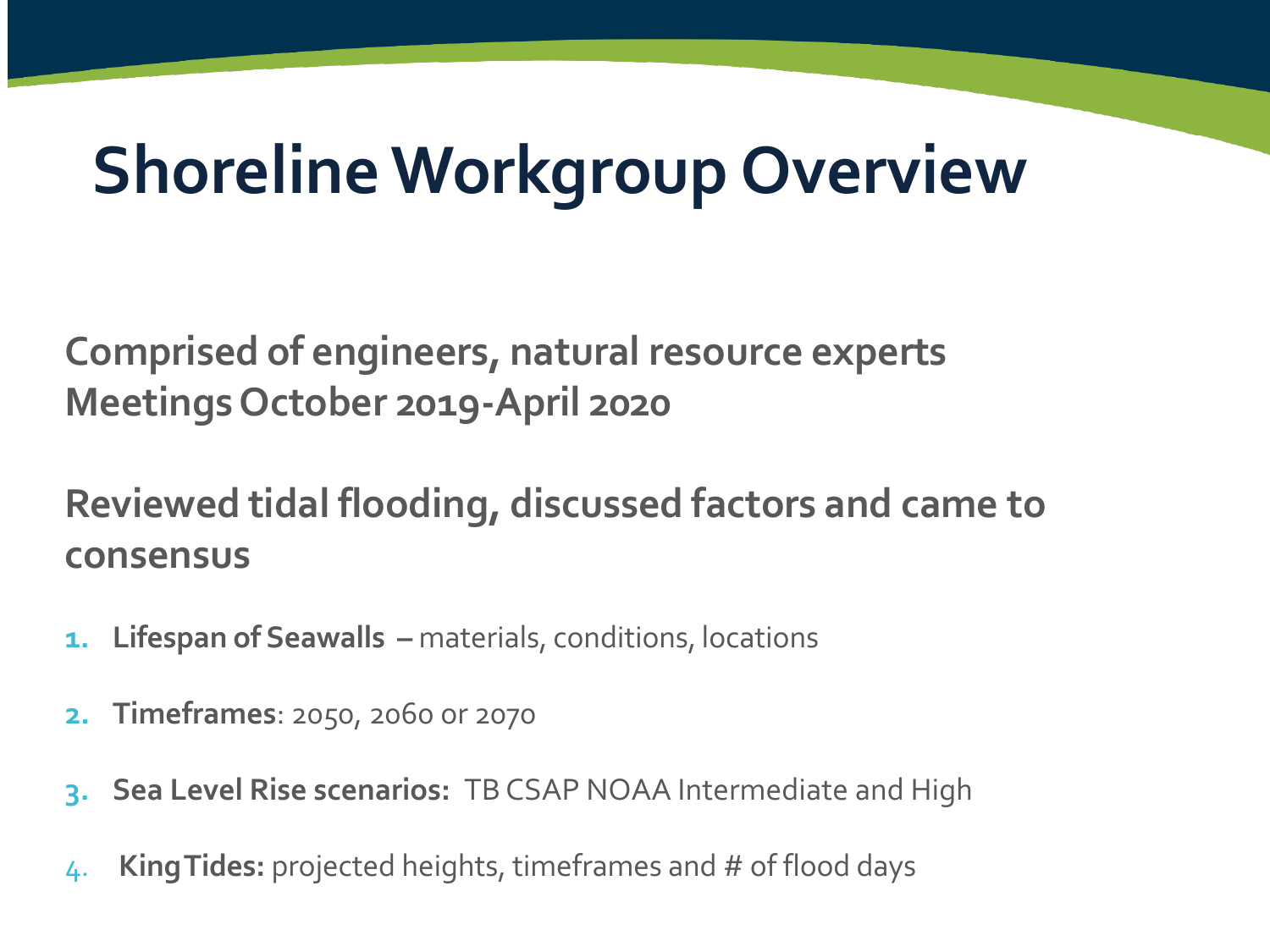# Shoreline Workgroup Overview

**Comprised of engineers, natural resource experts**
**Meetings October 2019-April 2020**

**Reviewed tidal flooding, discussed factors and came to consensus**

1. **Lifespan of Seawalls** – materials, conditions, locations
2. **Timeframes**: 2050, 2060 or 2070
3. **Sea Level Rise scenarios:** TB CSAP NOAA Intermediate and High
4. **King Tides:** projected heights, timeframes and # of flood days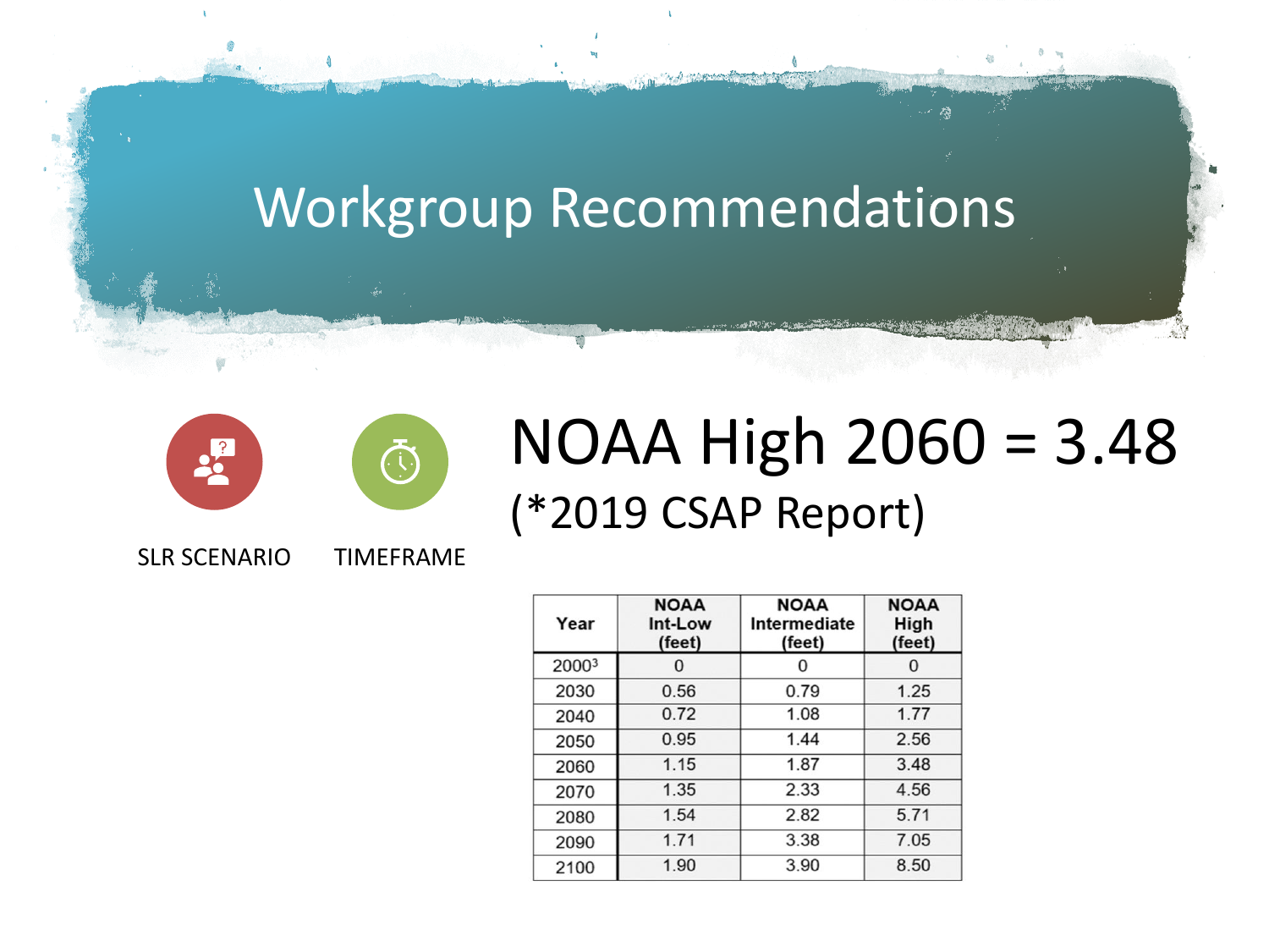# Workgroup Recommendations

SLR SCENARIO

TIMEFRAME

## NOAA High 2060 = 3.48

(*2019 CSAP Report)

| Year | NOAA Int-Low (feet) | NOAA Intermediate (feet) | NOAA High (feet) |
|---|---|---|---|
| 2000[3] | 0 | 0 | 0 |
| 2030 | 0.56 | 0.79 | 1.25 |
| 2040 | 0.72 | 1.08 | 1.77 |
| 2050 | 0.95 | 1.44 | 2.56 |
| 2060 | 1.15 | 1.87 | 3.48 |
| 2070 | 1.35 | 2.33 | 4.56 |
| 2080 | 1.54 | 2.82 | 5.71 |
| 2090 | 1.71 | 3.38 | 7.05 |
| 2100 | 1.90 | 3.90 | 8.50 |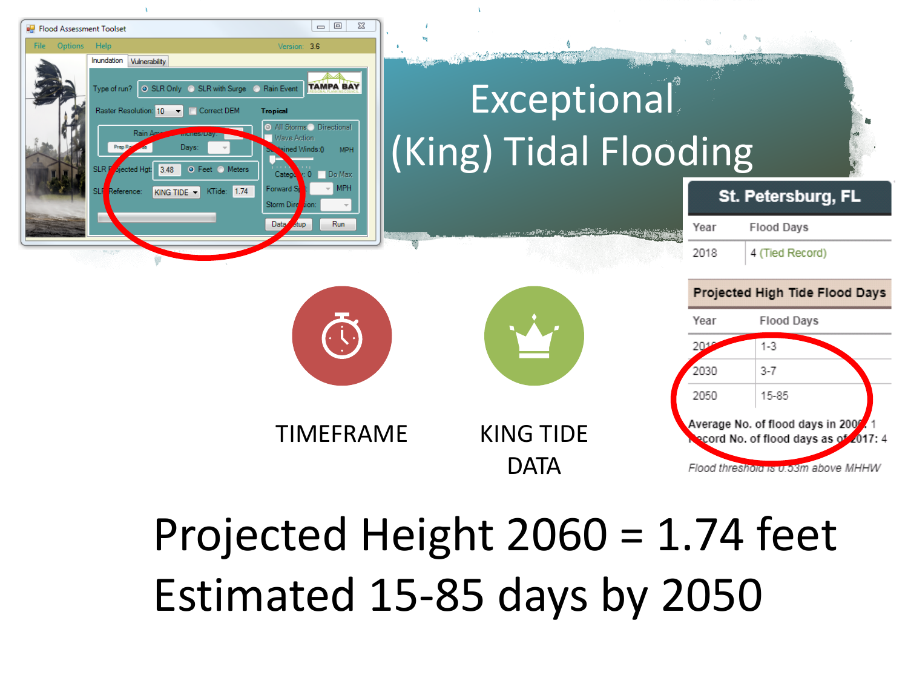# Exceptional (King) Tidal Flooding

**St. Petersburg, FL**

| Year | Flood Days |
|---|---|
| 2018 | 4 (Tied Record) |

**Projected High Tide Flood Days**

| Year | Flood Days |
|---|---|
| 2019 | 1-3 |
| 2030 | 3-7 |
| 2050 | 15-85 |

Average No. of flood days in 2000: 1
Record No. of flood days as of 2017: 4

*Flood threshold is 0.53m above MHHW*

TIMEFRAME

KING TIDE DATA

Projected Height 2060 = 1.74 feet

Estimated 15-85 days by 2050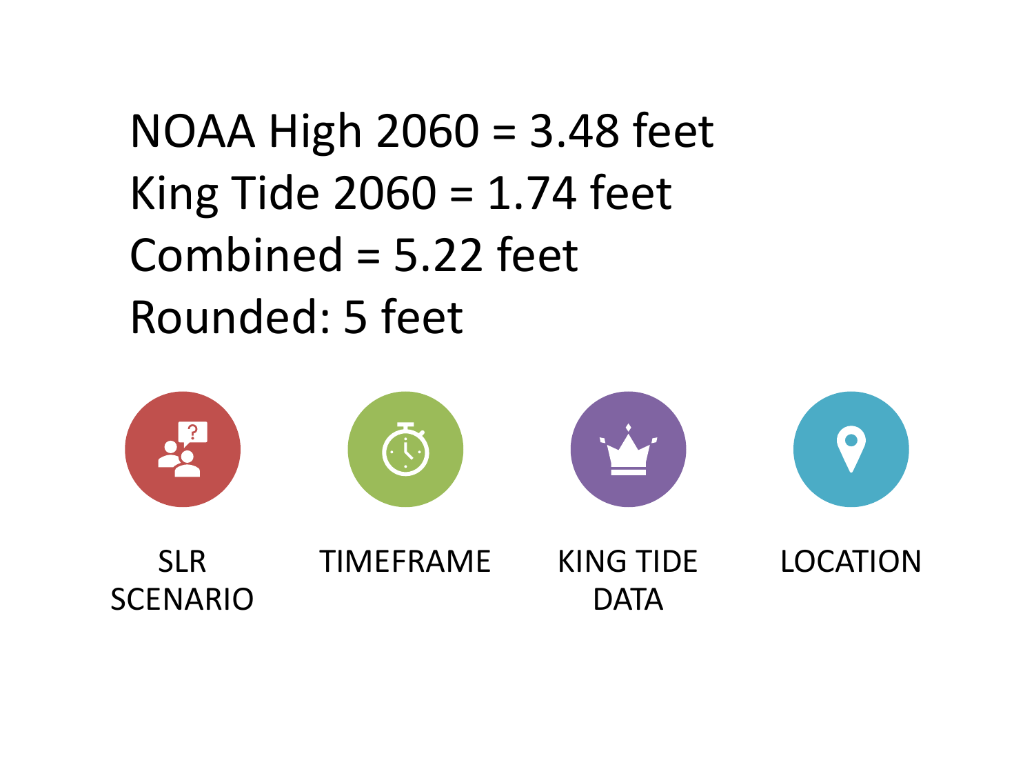NOAA High 2060 = 3.48 feet
King Tide 2060 = 1.74 feet
Combined = 5.22 feet
Rounded: 5 feet

SLR SCENARIO

TIMEFRAME

KING TIDE DATA

LOCATION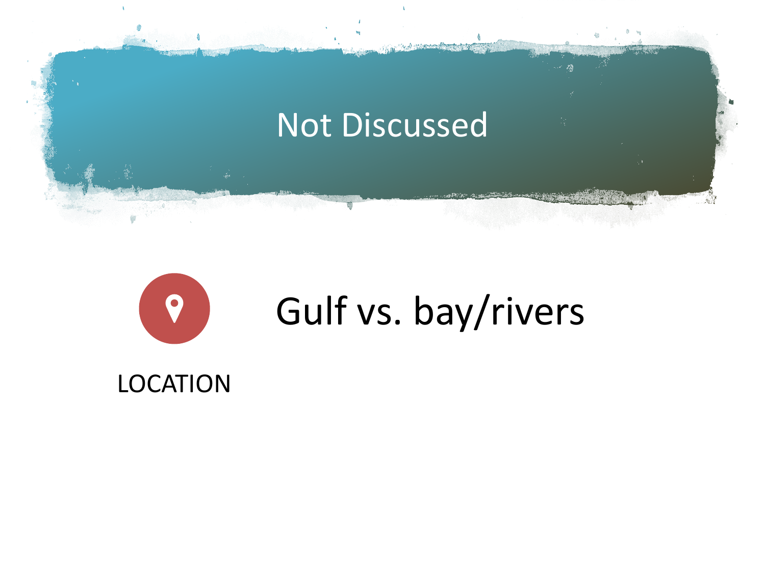# Not Discussed

**LOCATION**

Gulf vs. bay/rivers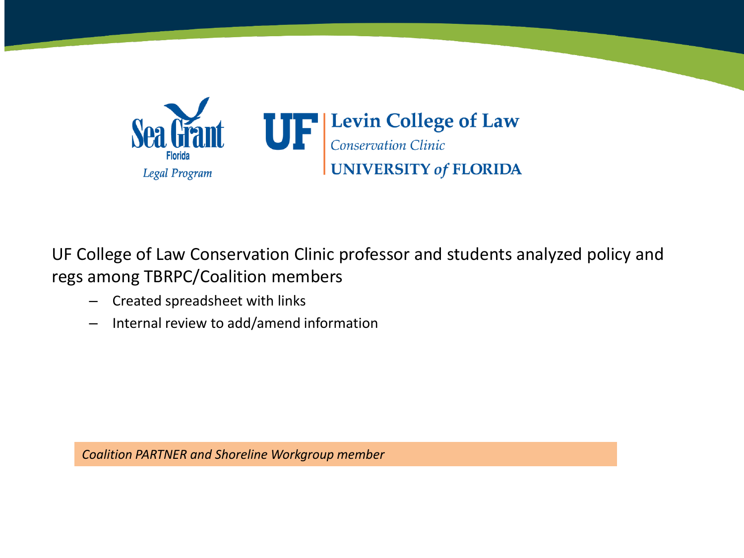Sea Grant Florida Legal Program

UF Levin College of Law Conservation Clinic UNIVERSITY *of* FLORIDA

UF College of Law Conservation Clinic professor and students analyzed policy and regs among TBRPC/Coalition members

- Created spreadsheet with links
- Internal review to add/amend information

*Coalition PARTNER and Shoreline Workgroup member*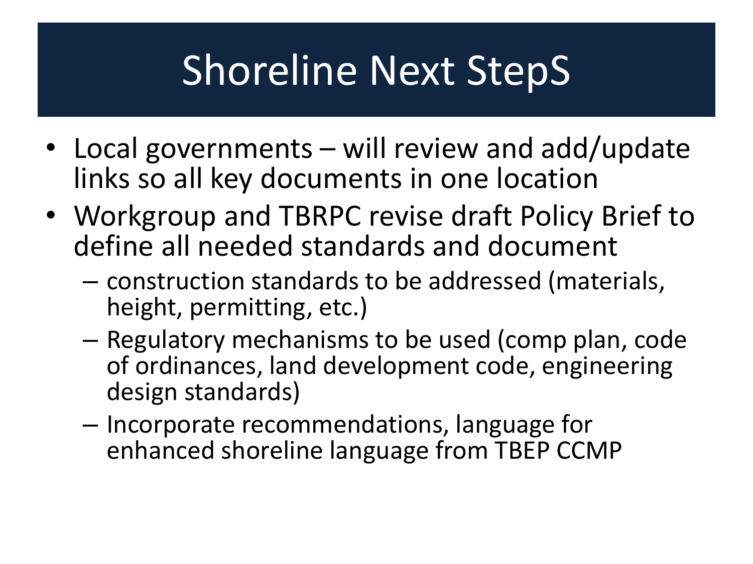# Shoreline Next StepS

- Local governments – will review and add/update links so all key documents in one location
- Workgroup and TBRPC revise draft Policy Brief to define all needed standards and document
  - construction standards to be addressed (materials, height, permitting, etc.)
  - Regulatory mechanisms to be used (comp plan, code of ordinances, land development code, engineering design standards)
  - Incorporate recommendations, language for enhanced shoreline language from TBEP CCMP